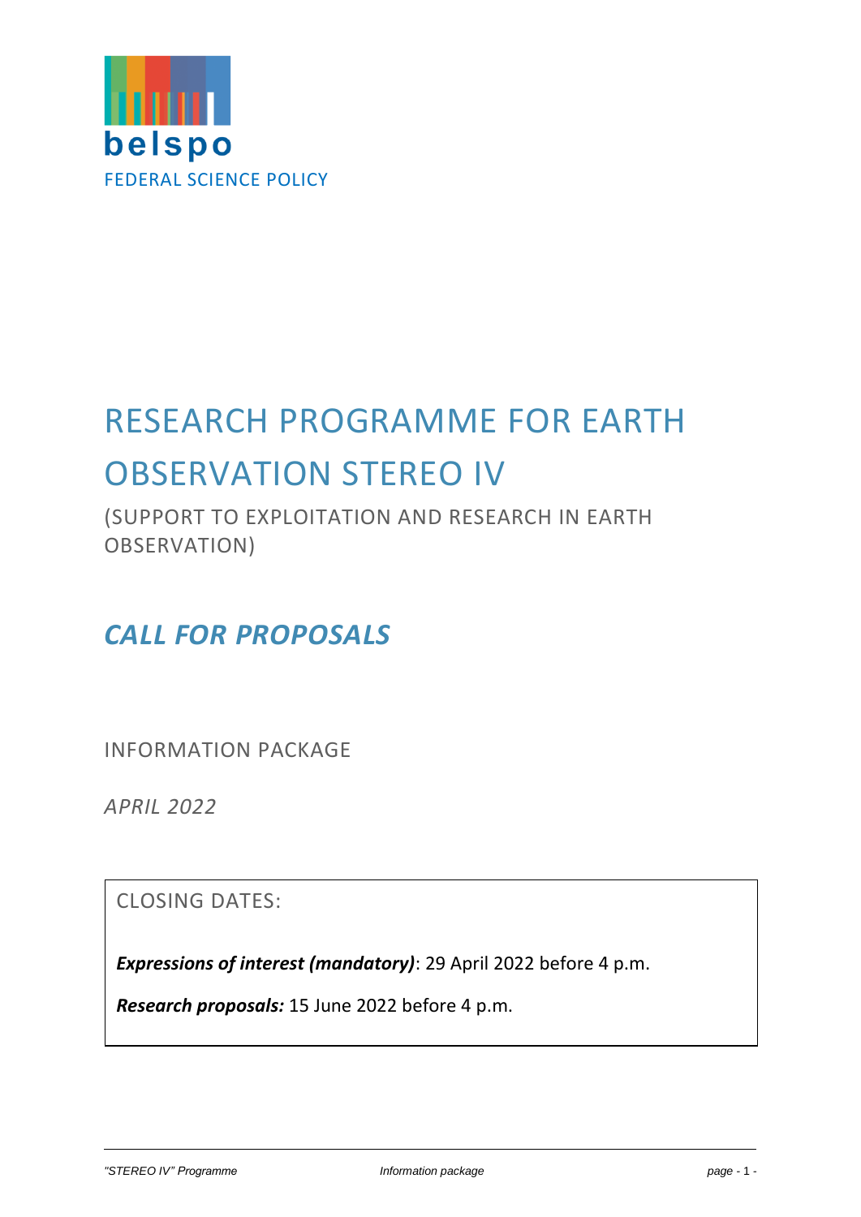belspo

FEDERAL SCIENCE POLICY

# RESEARCH PROGRAMME FOR EARTH OBSERVATION STEREO IV

(SUPPORT TO EXPLOITATION AND RESEARCH IN EARTH OBSERVATION)

## *CALL FOR PROPOSALS*

INFORMATION PACKAGE

*APRIL 2022*

CLOSING DATES:

***Expressions of interest (mandatory)***: 29 April 2022 before 4 p.m.

***Research proposals:*** 15 June 2022 before 4 p.m.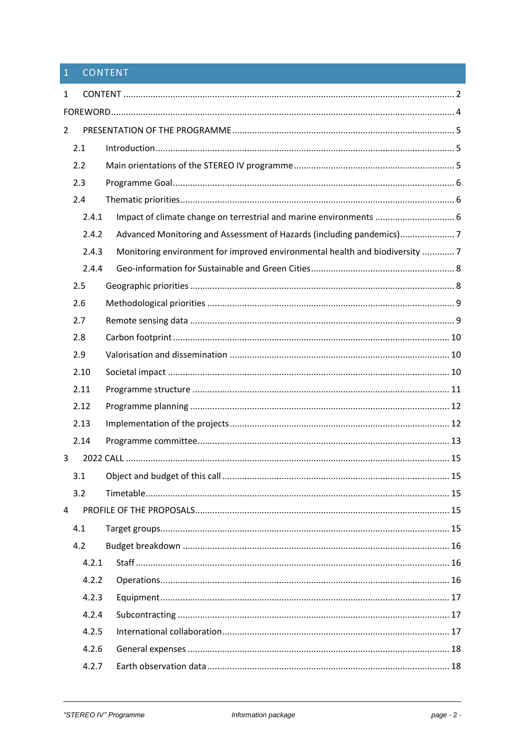# 1 CONTENT

1 CONTENT ..... 2

FOREWORD ..... 4

2 PRESENTATION OF THE PROGRAMME ..... 5

- 2.1 Introduction ..... 5
- 2.2 Main orientations of the STEREO IV programme ..... 5
- 2.3 Programme Goal ..... 6
- 2.4 Thematic priorities ..... 6
  - 2.4.1 Impact of climate change on terrestrial and marine environments ..... 6
  - 2.4.2 Advanced Monitoring and Assessment of Hazards (including pandemics) ..... 7
  - 2.4.3 Monitoring environment for improved environmental health and biodiversity ..... 7
  - 2.4.4 Geo-information for Sustainable and Green Cities ..... 8
- 2.5 Geographic priorities ..... 8
- 2.6 Methodological priorities ..... 9
- 2.7 Remote sensing data ..... 9
- 2.8 Carbon footprint ..... 10
- 2.9 Valorisation and dissemination ..... 10
- 2.10 Societal impact ..... 10
- 2.11 Programme structure ..... 11
- 2.12 Programme planning ..... 12
- 2.13 Implementation of the projects ..... 12
- 2.14 Programme committee ..... 13

3 2022 CALL ..... 15

- 3.1 Object and budget of this call ..... 15
- 3.2 Timetable ..... 15

4 PROFILE OF THE PROPOSALS ..... 15

- 4.1 Target groups ..... 15
- 4.2 Budget breakdown ..... 16
  - 4.2.1 Staff ..... 16
  - 4.2.2 Operations ..... 16
  - 4.2.3 Equipment ..... 17
  - 4.2.4 Subcontracting ..... 17
  - 4.2.5 International collaboration ..... 17
  - 4.2.6 General expenses ..... 18
  - 4.2.7 Earth observation data ..... 18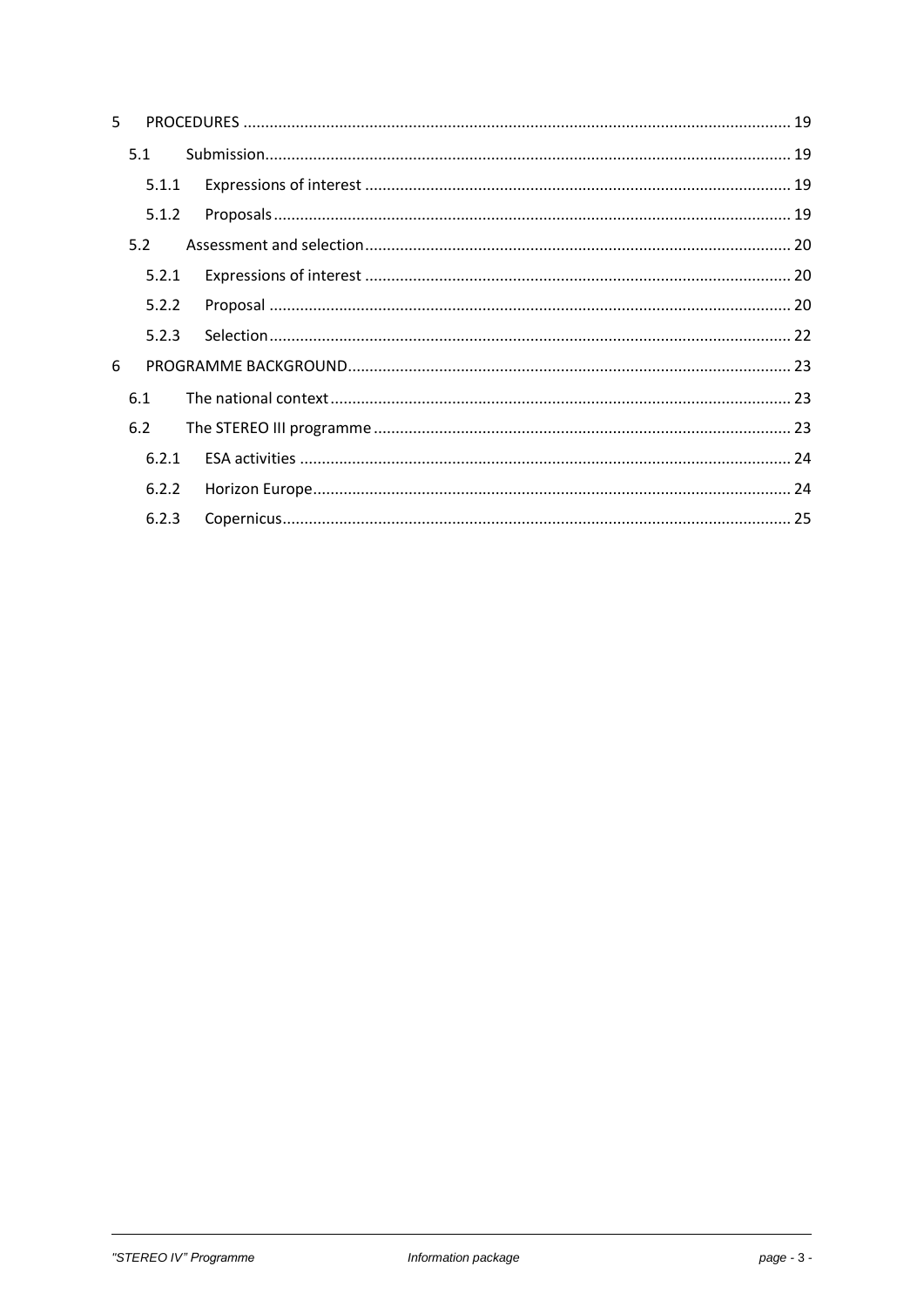| | | |
|---|---|---|
| 5 | PROCEDURES | 19 |
| 5.1 | Submission | 19 |
| 5.1.1 | Expressions of interest | 19 |
| 5.1.2 | Proposals | 19 |
| 5.2 | Assessment and selection | 20 |
| 5.2.1 | Expressions of interest | 20 |
| 5.2.2 | Proposal | 20 |
| 5.2.3 | Selection | 22 |
| 6 | PROGRAMME BACKGROUND | 23 |
| 6.1 | The national context | 23 |
| 6.2 | The STEREO III programme | 23 |
| 6.2.1 | ESA activities | 24 |
| 6.2.2 | Horizon Europe | 24 |
| 6.2.3 | Copernicus | 25 |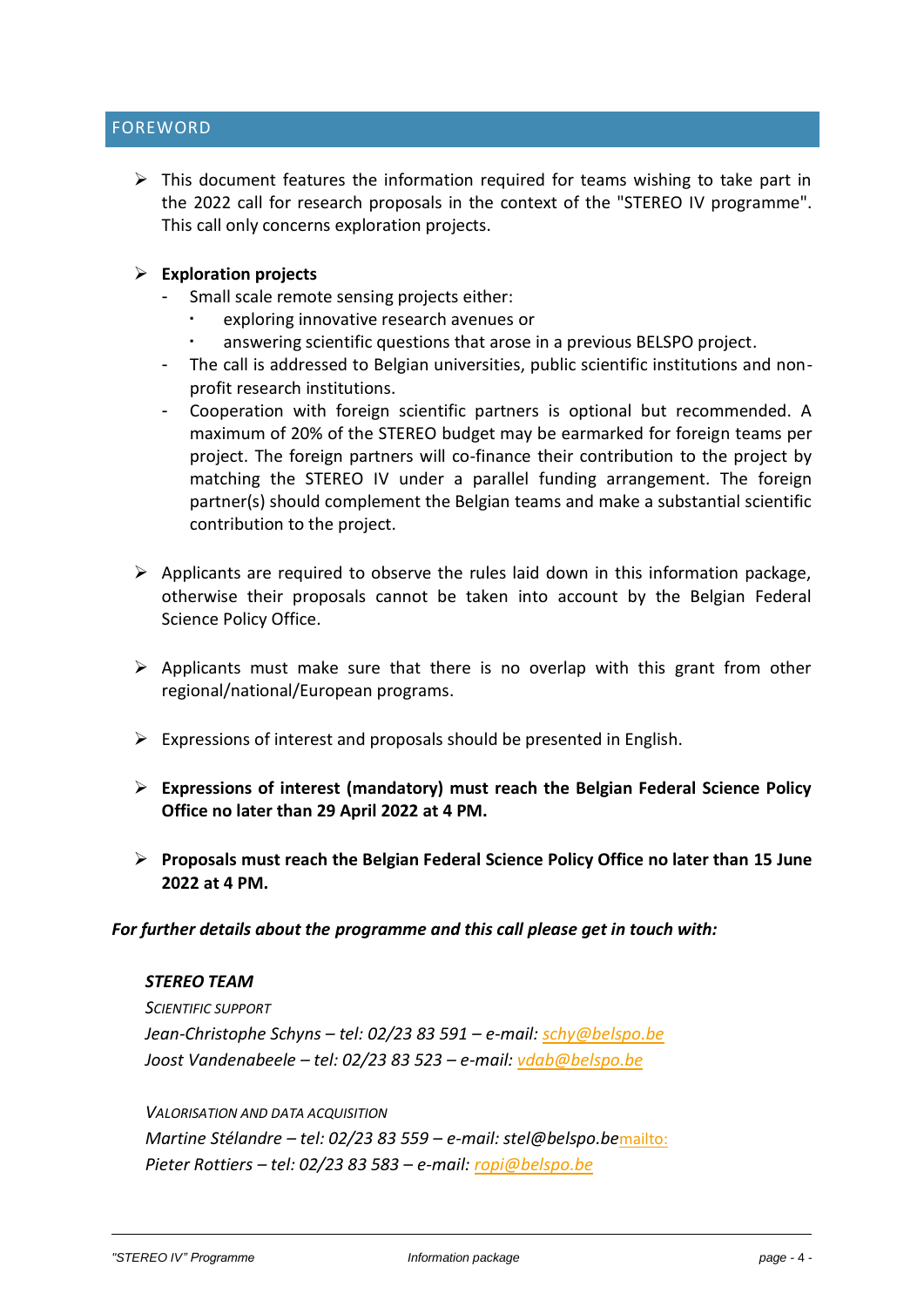## FOREWORD

- This document features the information required for teams wishing to take part in the 2022 call for research proposals in the context of the "STEREO IV programme". This call only concerns exploration projects.

- **Exploration projects**
  - Small scale remote sensing projects either:
    - exploring innovative research avenues or
    - answering scientific questions that arose in a previous BELSPO project.
  - The call is addressed to Belgian universities, public scientific institutions and non-profit research institutions.
  - Cooperation with foreign scientific partners is optional but recommended. A maximum of 20% of the STEREO budget may be earmarked for foreign teams per project. The foreign partners will co-finance their contribution to the project by matching the STEREO IV under a parallel funding arrangement. The foreign partner(s) should complement the Belgian teams and make a substantial scientific contribution to the project.

- Applicants are required to observe the rules laid down in this information package, otherwise their proposals cannot be taken into account by the Belgian Federal Science Policy Office.

- Applicants must make sure that there is no overlap with this grant from other regional/national/European programs.

- Expressions of interest and proposals should be presented in English.

- **Expressions of interest (mandatory) must reach the Belgian Federal Science Policy Office no later than 29 April 2022 at 4 PM.**

- **Proposals must reach the Belgian Federal Science Policy Office no later than 15 June 2022 at 4 PM.**

***For further details about the programme and this call please get in touch with:***

***STEREO TEAM***

*SCIENTIFIC SUPPORT*

*Jean-Christophe Schyns – tel: 02/23 83 591 – e-mail: schy@belspo.be*
*Joost Vandenabeele – tel: 02/23 83 523 – e-mail: vdab@belspo.be*

*VALORISATION AND DATA ACQUISITION*

*Martine Stélandre – tel: 02/23 83 559 – e-mail: stel@belspo.be*mailto:
*Pieter Rottiers – tel: 02/23 83 583 – e-mail: ropi@belspo.be*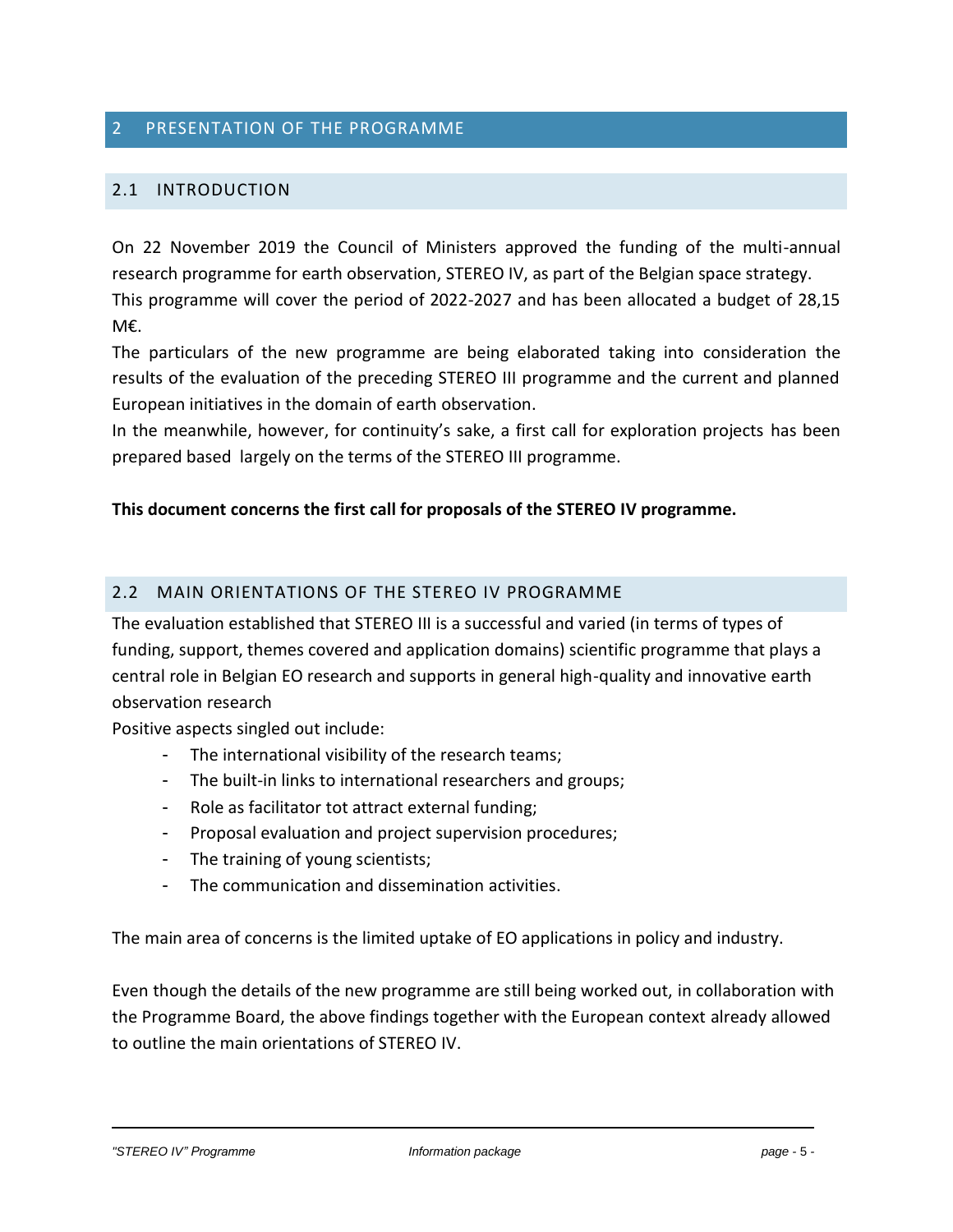# 2 PRESENTATION OF THE PROGRAMME

## 2.1 INTRODUCTION

On 22 November 2019 the Council of Ministers approved the funding of the multi-annual research programme for earth observation, STEREO IV, as part of the Belgian space strategy.
This programme will cover the period of 2022-2027 and has been allocated a budget of 28,15 M€.
The particulars of the new programme are being elaborated taking into consideration the results of the evaluation of the preceding STEREO III programme and the current and planned European initiatives in the domain of earth observation.
In the meanwhile, however, for continuity's sake, a first call for exploration projects has been prepared based largely on the terms of the STEREO III programme.

**This document concerns the first call for proposals of the STEREO IV programme.**

## 2.2 MAIN ORIENTATIONS OF THE STEREO IV PROGRAMME

The evaluation established that STEREO III is a successful and varied (in terms of types of funding, support, themes covered and application domains) scientific programme that plays a central role in Belgian EO research and supports in general high-quality and innovative earth observation research
Positive aspects singled out include:

- The international visibility of the research teams;
- The built-in links to international researchers and groups;
- Role as facilitator tot attract external funding;
- Proposal evaluation and project supervision procedures;
- The training of young scientists;
- The communication and dissemination activities.

The main area of concerns is the limited uptake of EO applications in policy and industry.

Even though the details of the new programme are still being worked out, in collaboration with the Programme Board, the above findings together with the European context already allowed to outline the main orientations of STEREO IV.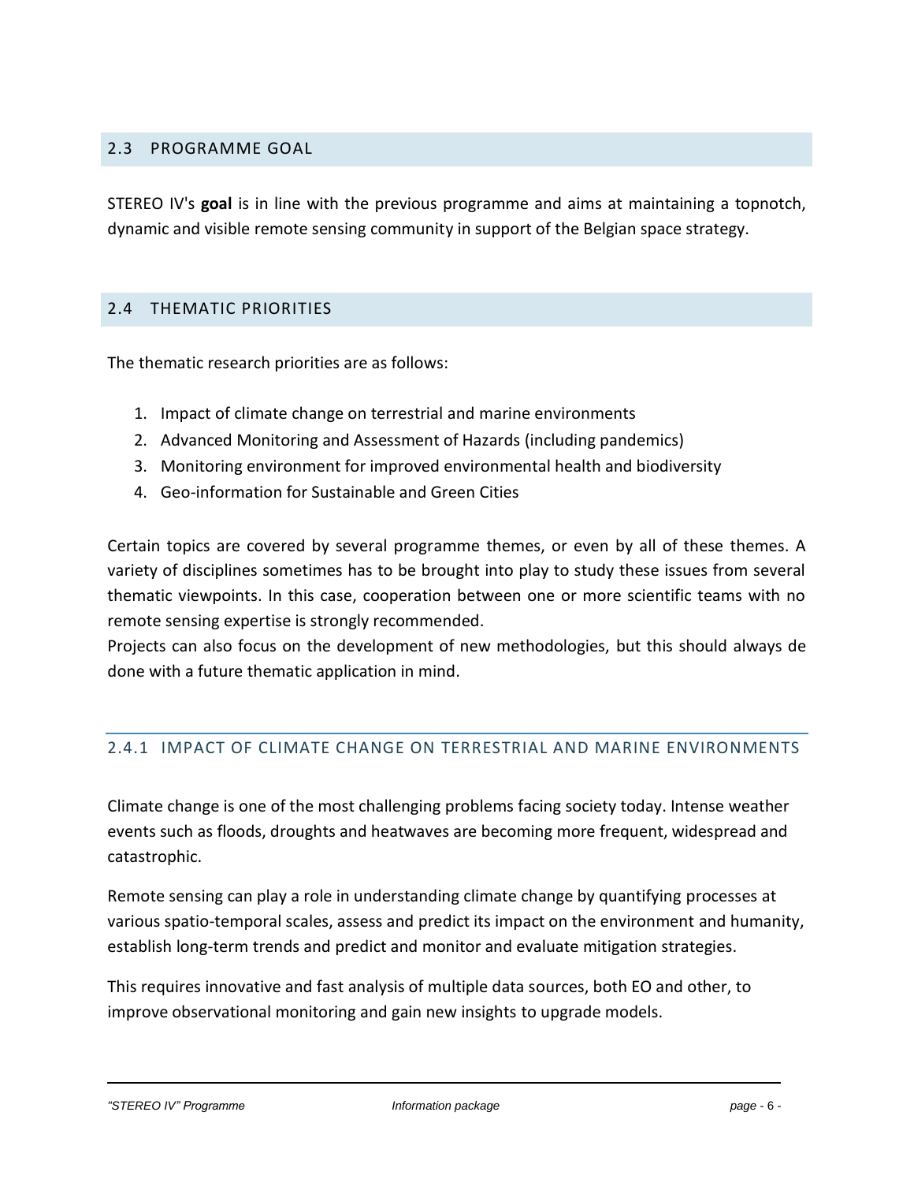## 2.3 PROGRAMME GOAL

STEREO IV's **goal** is in line with the previous programme and aims at maintaining a topnotch, dynamic and visible remote sensing community in support of the Belgian space strategy.

## 2.4 THEMATIC PRIORITIES

The thematic research priorities are as follows:

1. Impact of climate change on terrestrial and marine environments
2. Advanced Monitoring and Assessment of Hazards (including pandemics)
3. Monitoring environment for improved environmental health and biodiversity
4. Geo-information for Sustainable and Green Cities

Certain topics are covered by several programme themes, or even by all of these themes. A variety of disciplines sometimes has to be brought into play to study these issues from several thematic viewpoints. In this case, cooperation between one or more scientific teams with no remote sensing expertise is strongly recommended.
Projects can also focus on the development of new methodologies, but this should always de done with a future thematic application in mind.

### 2.4.1 IMPACT OF CLIMATE CHANGE ON TERRESTRIAL AND MARINE ENVIRONMENTS

Climate change is one of the most challenging problems facing society today. Intense weather events such as floods, droughts and heatwaves are becoming more frequent, widespread and catastrophic.

Remote sensing can play a role in understanding climate change by quantifying processes at various spatio-temporal scales, assess and predict its impact on the environment and humanity, establish long-term trends and predict and monitor and evaluate mitigation strategies.

This requires innovative and fast analysis of multiple data sources, both EO and other, to improve observational monitoring and gain new insights to upgrade models.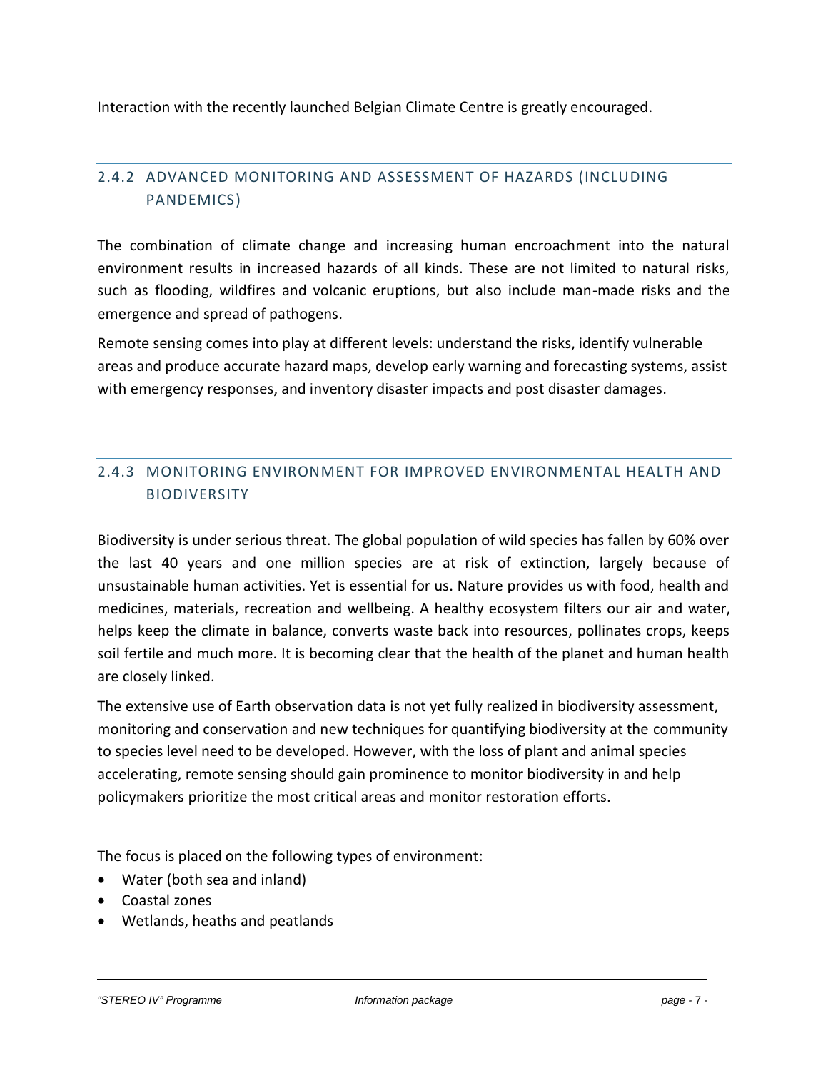Interaction with the recently launched Belgian Climate Centre is greatly encouraged.

### 2.4.2 ADVANCED MONITORING AND ASSESSMENT OF HAZARDS (INCLUDING PANDEMICS)

The combination of climate change and increasing human encroachment into the natural environment results in increased hazards of all kinds. These are not limited to natural risks, such as flooding, wildfires and volcanic eruptions, but also include man-made risks and the emergence and spread of pathogens.

Remote sensing comes into play at different levels: understand the risks, identify vulnerable areas and produce accurate hazard maps, develop early warning and forecasting systems, assist with emergency responses, and inventory disaster impacts and post disaster damages.

### 2.4.3 MONITORING ENVIRONMENT FOR IMPROVED ENVIRONMENTAL HEALTH AND BIODIVERSITY

Biodiversity is under serious threat. The global population of wild species has fallen by 60% over the last 40 years and one million species are at risk of extinction, largely because of unsustainable human activities. Yet is essential for us. Nature provides us with food, health and medicines, materials, recreation and wellbeing. A healthy ecosystem filters our air and water, helps keep the climate in balance, converts waste back into resources, pollinates crops, keeps soil fertile and much more. It is becoming clear that the health of the planet and human health are closely linked.

The extensive use of Earth observation data is not yet fully realized in biodiversity assessment, monitoring and conservation and new techniques for quantifying biodiversity at the community to species level need to be developed. However, with the loss of plant and animal species accelerating, remote sensing should gain prominence to monitor biodiversity in and help policymakers prioritize the most critical areas and monitor restoration efforts.

The focus is placed on the following types of environment:

- Water (both sea and inland)
- Coastal zones
- Wetlands, heaths and peatlands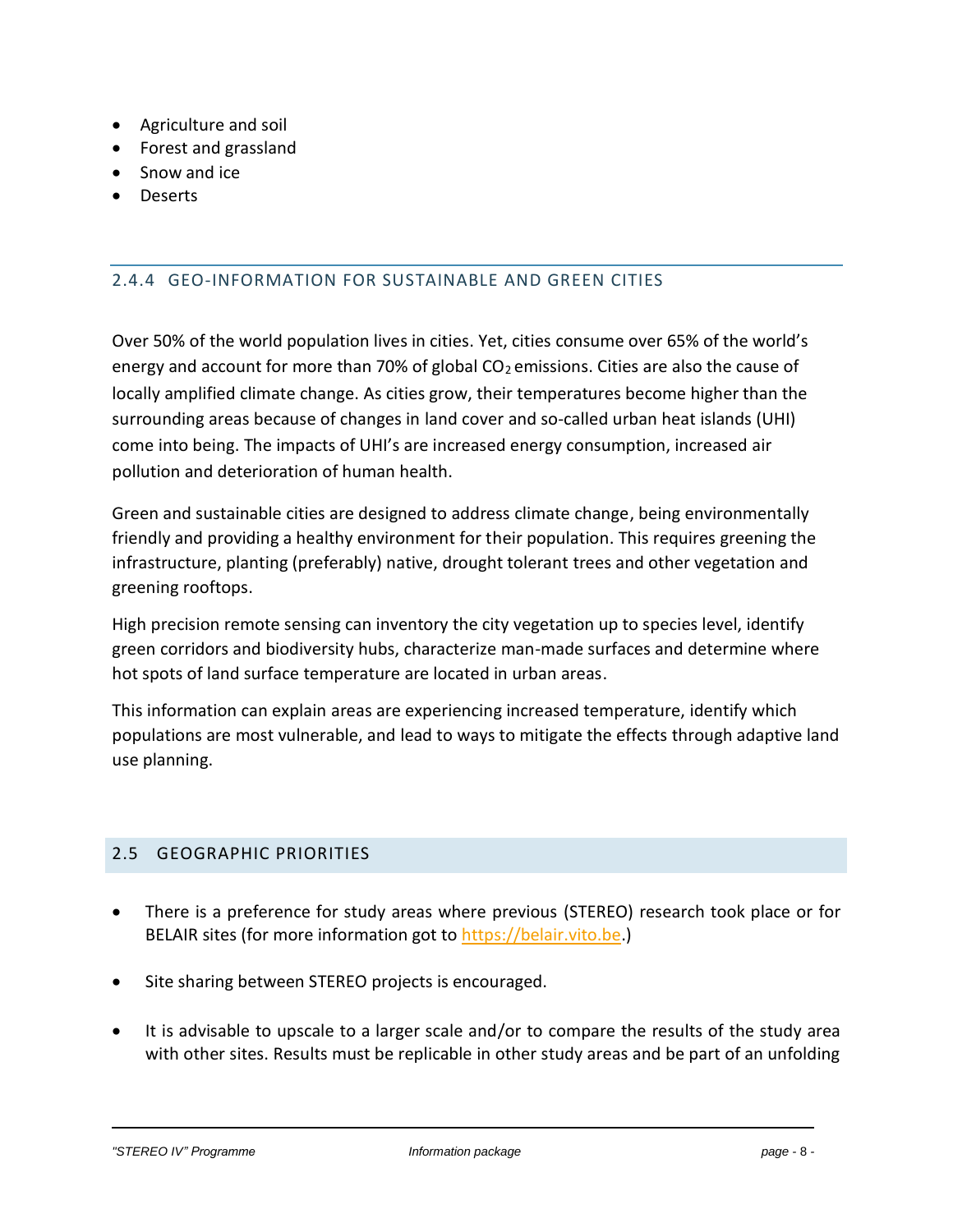- Agriculture and soil
- Forest and grassland
- Snow and ice
- Deserts

### 2.4.4 GEO-INFORMATION FOR SUSTAINABLE AND GREEN CITIES

Over 50% of the world population lives in cities. Yet, cities consume over 65% of the world's energy and account for more than 70% of global $CO_2$ emissions. Cities are also the cause of locally amplified climate change. As cities grow, their temperatures become higher than the surrounding areas because of changes in land cover and so-called urban heat islands (UHI) come into being. The impacts of UHI's are increased energy consumption, increased air pollution and deterioration of human health.

Green and sustainable cities are designed to address climate change, being environmentally friendly and providing a healthy environment for their population. This requires greening the infrastructure, planting (preferably) native, drought tolerant trees and other vegetation and greening rooftops.

High precision remote sensing can inventory the city vegetation up to species level, identify green corridors and biodiversity hubs, characterize man-made surfaces and determine where hot spots of land surface temperature are located in urban areas.

This information can explain areas are experiencing increased temperature, identify which populations are most vulnerable, and lead to ways to mitigate the effects through adaptive land use planning.

## 2.5 GEOGRAPHIC PRIORITIES

- There is a preference for study areas where previous (STEREO) research took place or for BELAIR sites (for more information got to https://belair.vito.be.)
- Site sharing between STEREO projects is encouraged.
- It is advisable to upscale to a larger scale and/or to compare the results of the study area with other sites. Results must be replicable in other study areas and be part of an unfolding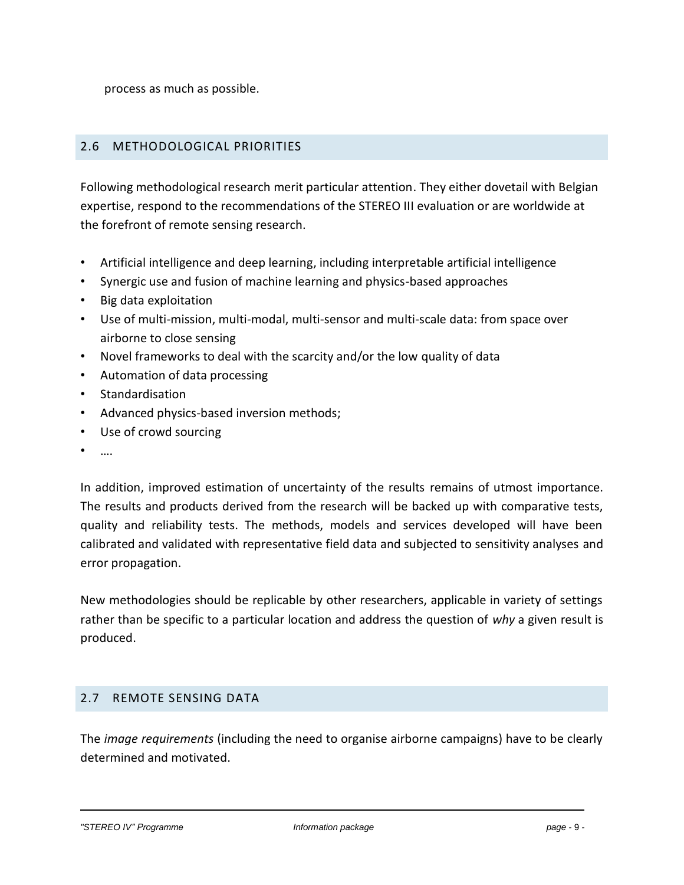process as much as possible.

## 2.6 METHODOLOGICAL PRIORITIES

Following methodological research merit particular attention. They either dovetail with Belgian expertise, respond to the recommendations of the STEREO III evaluation or are worldwide at the forefront of remote sensing research.

- Artificial intelligence and deep learning, including interpretable artificial intelligence
- Synergic use and fusion of machine learning and physics-based approaches
- Big data exploitation
- Use of multi-mission, multi-modal, multi-sensor and multi-scale data: from space over airborne to close sensing
- Novel frameworks to deal with the scarcity and/or the low quality of data
- Automation of data processing
- Standardisation
- Advanced physics-based inversion methods;
- Use of crowd sourcing
- ….

In addition, improved estimation of uncertainty of the results remains of utmost importance. The results and products derived from the research will be backed up with comparative tests, quality and reliability tests. The methods, models and services developed will have been calibrated and validated with representative field data and subjected to sensitivity analyses and error propagation.

New methodologies should be replicable by other researchers, applicable in variety of settings rather than be specific to a particular location and address the question of *why* a given result is produced.

## 2.7 REMOTE SENSING DATA

The *image requirements* (including the need to organise airborne campaigns) have to be clearly determined and motivated.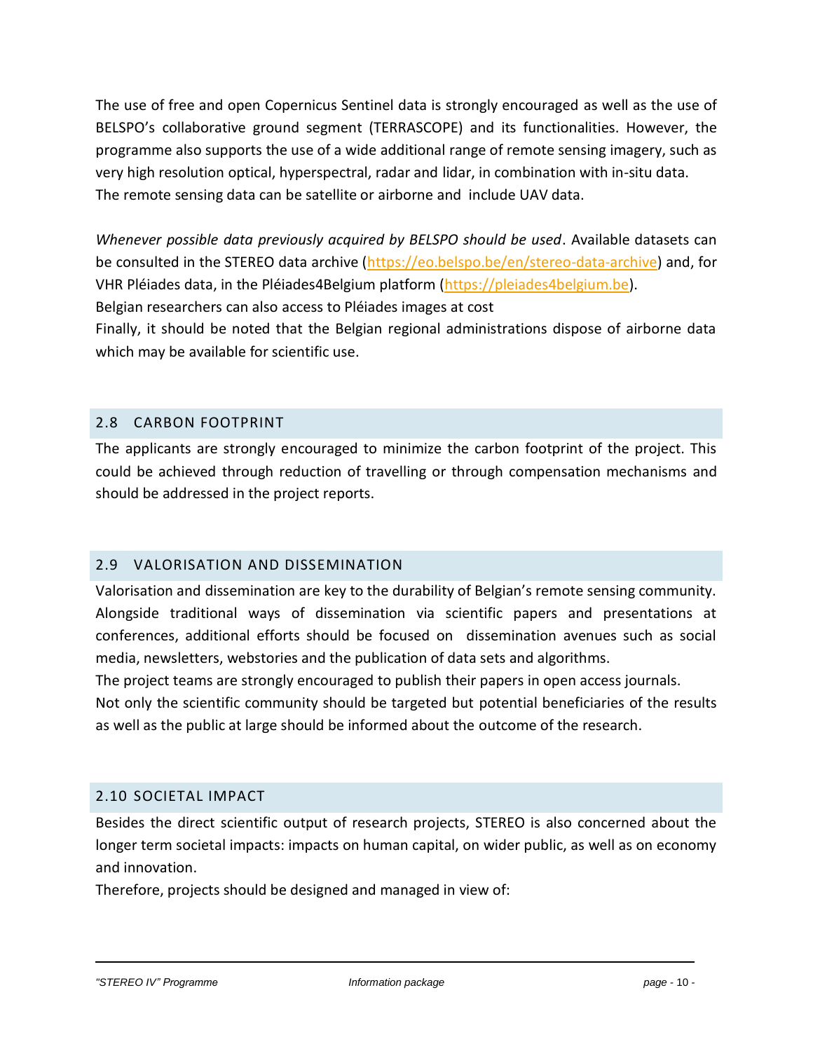The use of free and open Copernicus Sentinel data is strongly encouraged as well as the use of BELSPO's collaborative ground segment (TERRASCOPE) and its functionalities. However, the programme also supports the use of a wide additional range of remote sensing imagery, such as very high resolution optical, hyperspectral, radar and lidar, in combination with in-situ data. The remote sensing data can be satellite or airborne and include UAV data.

*Whenever possible data previously acquired by BELSPO should be used*. Available datasets can be consulted in the STEREO data archive (https://eo.belspo.be/en/stereo-data-archive) and, for VHR Pléiades data, in the Pléiades4Belgium platform (https://pleiades4belgium.be).
Belgian researchers can also access to Pléiades images at cost
Finally, it should be noted that the Belgian regional administrations dispose of airborne data which may be available for scientific use.

## 2.8 CARBON FOOTPRINT

The applicants are strongly encouraged to minimize the carbon footprint of the project. This could be achieved through reduction of travelling or through compensation mechanisms and should be addressed in the project reports.

## 2.9 VALORISATION AND DISSEMINATION

Valorisation and dissemination are key to the durability of Belgian's remote sensing community. Alongside traditional ways of dissemination via scientific papers and presentations at conferences, additional efforts should be focused on dissemination avenues such as social media, newsletters, webstories and the publication of data sets and algorithms.
The project teams are strongly encouraged to publish their papers in open access journals.
Not only the scientific community should be targeted but potential beneficiaries of the results as well as the public at large should be informed about the outcome of the research.

## 2.10 SOCIETAL IMPACT

Besides the direct scientific output of research projects, STEREO is also concerned about the longer term societal impacts: impacts on human capital, on wider public, as well as on economy and innovation.
Therefore, projects should be designed and managed in view of: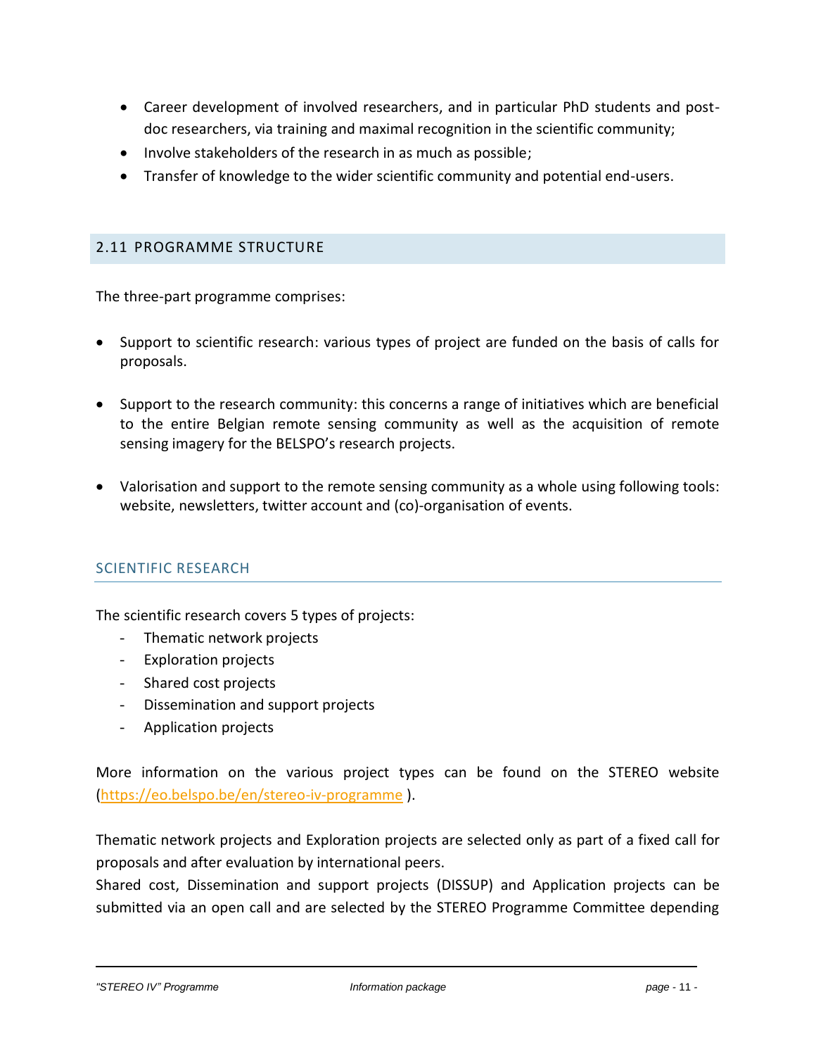- Career development of involved researchers, and in particular PhD students and post-doc researchers, via training and maximal recognition in the scientific community;
- Involve stakeholders of the research in as much as possible;
- Transfer of knowledge to the wider scientific community and potential end-users.

## 2.11 PROGRAMME STRUCTURE

The three-part programme comprises:

- Support to scientific research: various types of project are funded on the basis of calls for proposals.
- Support to the research community: this concerns a range of initiatives which are beneficial to the entire Belgian remote sensing community as well as the acquisition of remote sensing imagery for the BELSPO's research projects.
- Valorisation and support to the remote sensing community as a whole using following tools: website, newsletters, twitter account and (co)-organisation of events.

### SCIENTIFIC RESEARCH

The scientific research covers 5 types of projects:

- Thematic network projects
- Exploration projects
- Shared cost projects
- Dissemination and support projects
- Application projects

More information on the various project types can be found on the STEREO website (https://eo.belspo.be/en/stereo-iv-programme ).

Thematic network projects and Exploration projects are selected only as part of a fixed call for proposals and after evaluation by international peers.
Shared cost, Dissemination and support projects (DISSUP) and Application projects can be submitted via an open call and are selected by the STEREO Programme Committee depending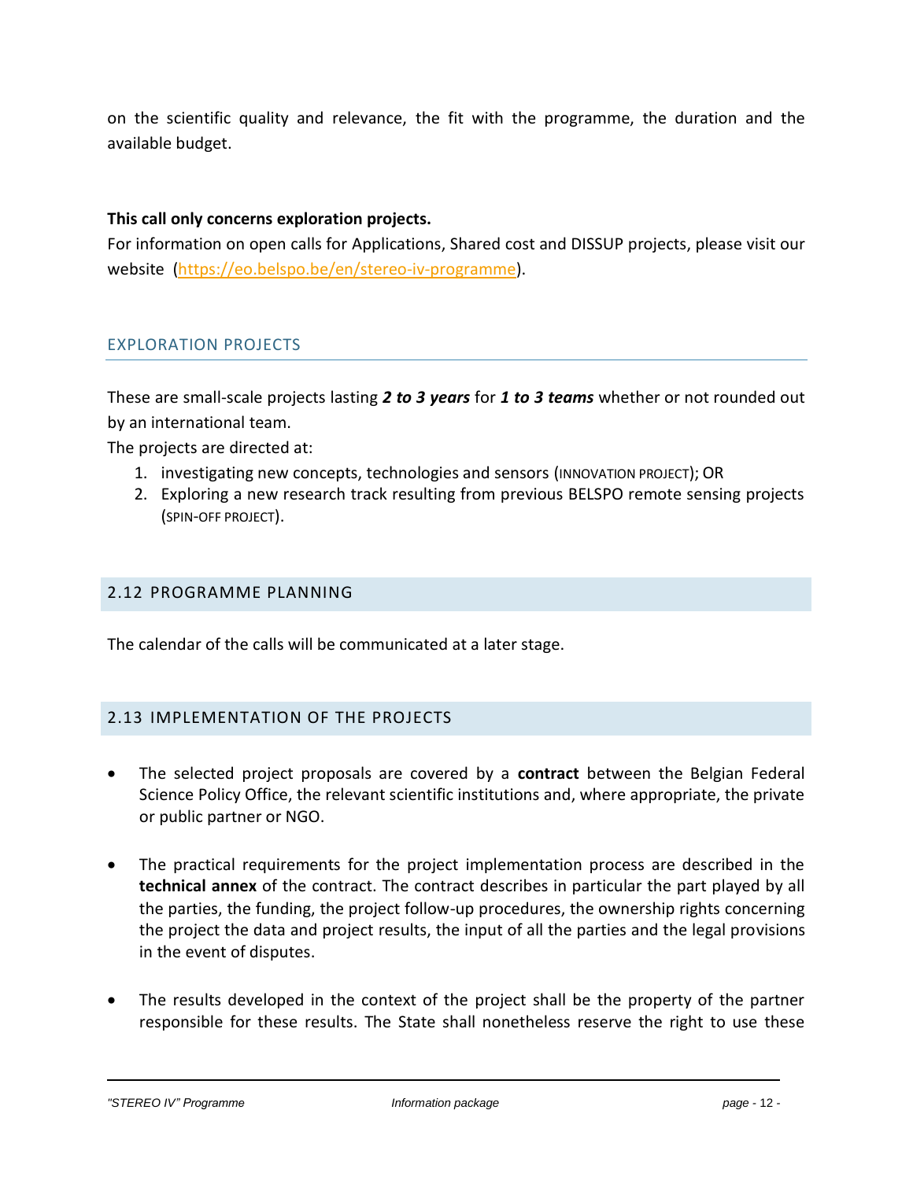on the scientific quality and relevance, the fit with the programme, the duration and the available budget.

**This call only concerns exploration projects.**
For information on open calls for Applications, Shared cost and DISSUP projects, please visit our website (https://eo.belspo.be/en/stereo-iv-programme).

### EXPLORATION PROJECTS

These are small-scale projects lasting ***2 to 3 years*** for ***1 to 3 teams*** whether or not rounded out by an international team.
The projects are directed at:

1. investigating new concepts, technologies and sensors (INNOVATION PROJECT); OR
2. Exploring a new research track resulting from previous BELSPO remote sensing projects (SPIN-OFF PROJECT).

## 2.12 PROGRAMME PLANNING

The calendar of the calls will be communicated at a later stage.

## 2.13 IMPLEMENTATION OF THE PROJECTS

- The selected project proposals are covered by a **contract** between the Belgian Federal Science Policy Office, the relevant scientific institutions and, where appropriate, the private or public partner or NGO.

- The practical requirements for the project implementation process are described in the **technical annex** of the contract. The contract describes in particular the part played by all the parties, the funding, the project follow-up procedures, the ownership rights concerning the project the data and project results, the input of all the parties and the legal provisions in the event of disputes.

- The results developed in the context of the project shall be the property of the partner responsible for these results. The State shall nonetheless reserve the right to use these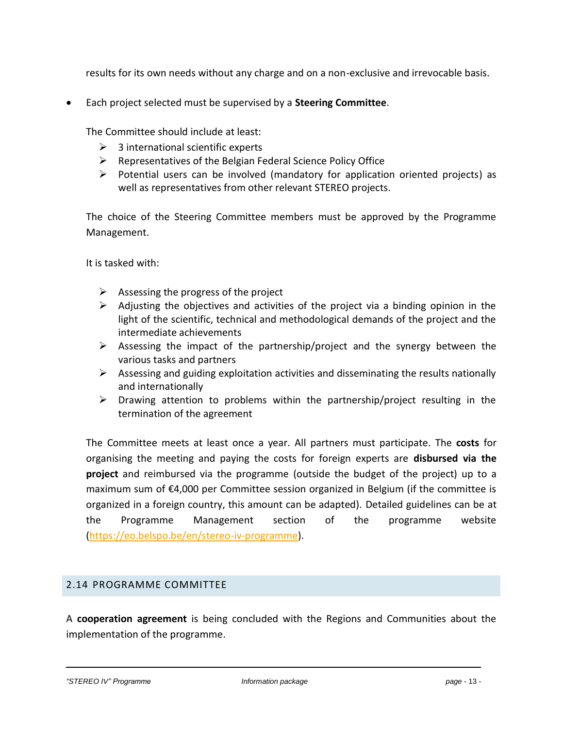results for its own needs without any charge and on a non-exclusive and irrevocable basis.

- Each project selected must be supervised by a **Steering Committee**.

  The Committee should include at least:

  - 3 international scientific experts
  - Representatives of the Belgian Federal Science Policy Office
  - Potential users can be involved (mandatory for application oriented projects) as well as representatives from other relevant STEREO projects.

  The choice of the Steering Committee members must be approved by the Programme Management.

  It is tasked with:

  - Assessing the progress of the project
  - Adjusting the objectives and activities of the project via a binding opinion in the light of the scientific, technical and methodological demands of the project and the intermediate achievements
  - Assessing the impact of the partnership/project and the synergy between the various tasks and partners
  - Assessing and guiding exploitation activities and disseminating the results nationally and internationally
  - Drawing attention to problems within the partnership/project resulting in the termination of the agreement

  The Committee meets at least once a year. All partners must participate. The **costs** for organising the meeting and paying the costs for foreign experts are **disbursed via the project** and reimbursed via the programme (outside the budget of the project) up to a maximum sum of €4,000 per Committee session organized in Belgium (if the committee is organized in a foreign country, this amount can be adapted). Detailed guidelines can be at the Programme Management section of the programme website (https://eo.belspo.be/en/stereo-iv-programme).

## 2.14 PROGRAMME COMMITTEE

A **cooperation agreement** is being concluded with the Regions and Communities about the implementation of the programme.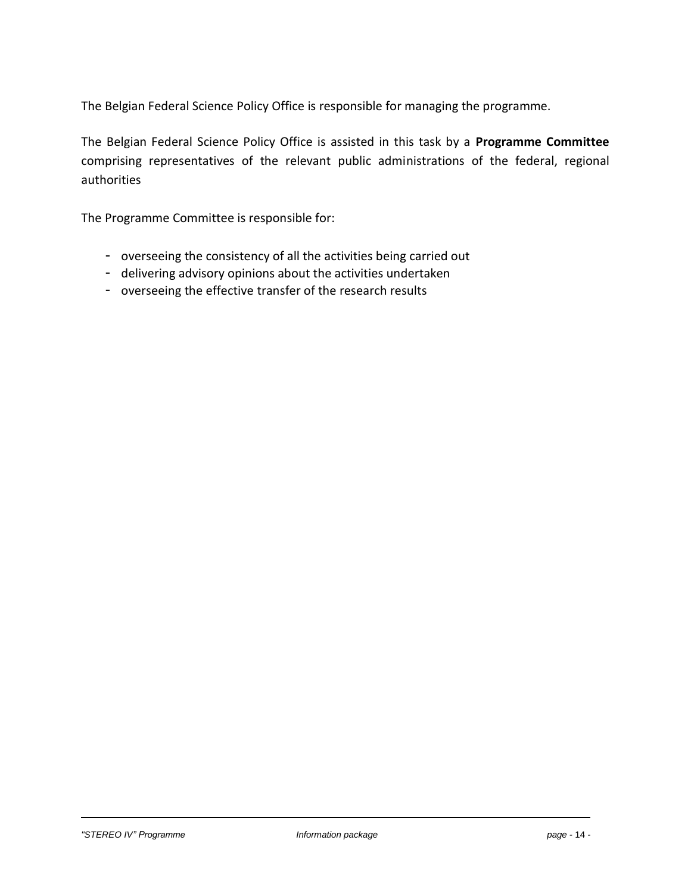The Belgian Federal Science Policy Office is responsible for managing the programme.

The Belgian Federal Science Policy Office is assisted in this task by a **Programme Committee** comprising representatives of the relevant public administrations of the federal, regional authorities

The Programme Committee is responsible for:

- overseeing the consistency of all the activities being carried out
- delivering advisory opinions about the activities undertaken
- overseeing the effective transfer of the research results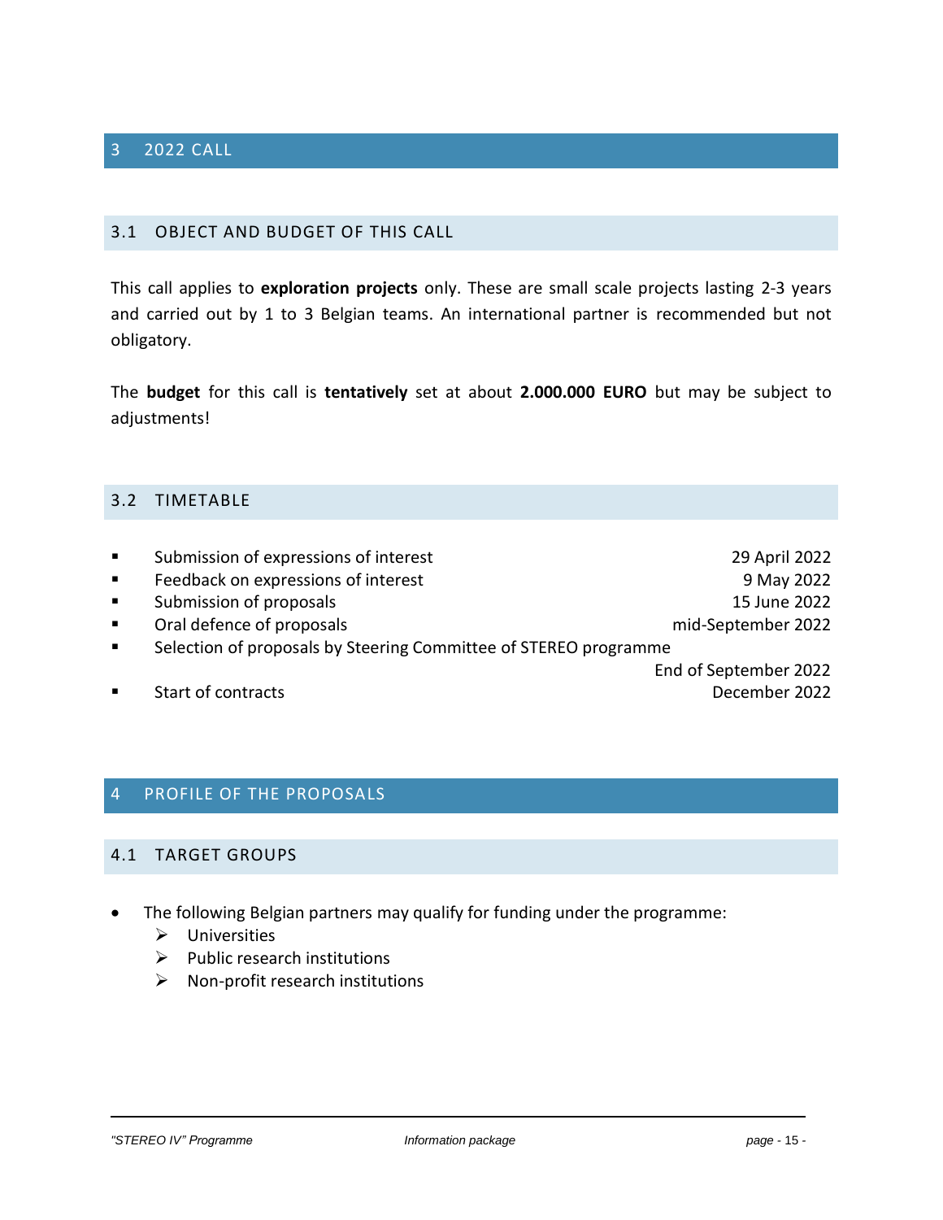# 3 2022 CALL

## 3.1 OBJECT AND BUDGET OF THIS CALL

This call applies to **exploration projects** only. These are small scale projects lasting 2-3 years and carried out by 1 to 3 Belgian teams. An international partner is recommended but not obligatory.

The **budget** for this call is **tentatively** set at about **2.000.000 EURO** but may be subject to adjustments!

## 3.2 TIMETABLE

- Submission of expressions of interest — 29 April 2022
- Feedback on expressions of interest — 9 May 2022
- Submission of proposals — 15 June 2022
- Oral defence of proposals — mid-September 2022
- Selection of proposals by Steering Committee of STEREO programme — End of September 2022
- Start of contracts — December 2022

# 4 PROFILE OF THE PROPOSALS

## 4.1 TARGET GROUPS

- The following Belgian partners may qualify for funding under the programme:
  - Universities
  - Public research institutions
  - Non-profit research institutions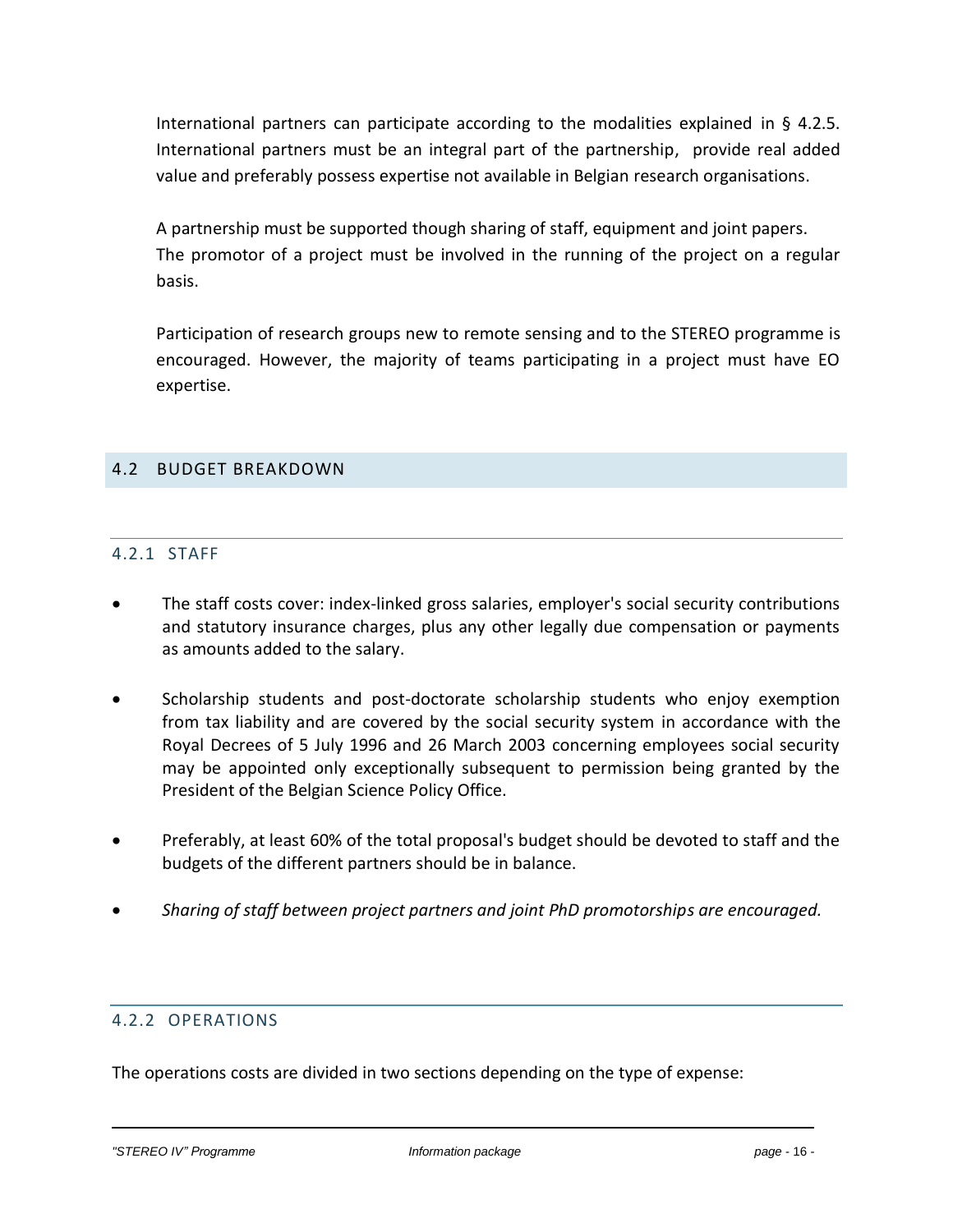International partners can participate according to the modalities explained in § 4.2.5. International partners must be an integral part of the partnership, provide real added value and preferably possess expertise not available in Belgian research organisations.

A partnership must be supported though sharing of staff, equipment and joint papers.
The promotor of a project must be involved in the running of the project on a regular basis.

Participation of research groups new to remote sensing and to the STEREO programme is encouraged. However, the majority of teams participating in a project must have EO expertise.

## 4.2 BUDGET BREAKDOWN

### 4.2.1 STAFF

- The staff costs cover: index-linked gross salaries, employer's social security contributions and statutory insurance charges, plus any other legally due compensation or payments as amounts added to the salary.
- Scholarship students and post-doctorate scholarship students who enjoy exemption from tax liability and are covered by the social security system in accordance with the Royal Decrees of 5 July 1996 and 26 March 2003 concerning employees social security may be appointed only exceptionally subsequent to permission being granted by the President of the Belgian Science Policy Office.
- Preferably, at least 60% of the total proposal's budget should be devoted to staff and the budgets of the different partners should be in balance.
- *Sharing of staff between project partners and joint PhD promotorships are encouraged.*

### 4.2.2 OPERATIONS

The operations costs are divided in two sections depending on the type of expense: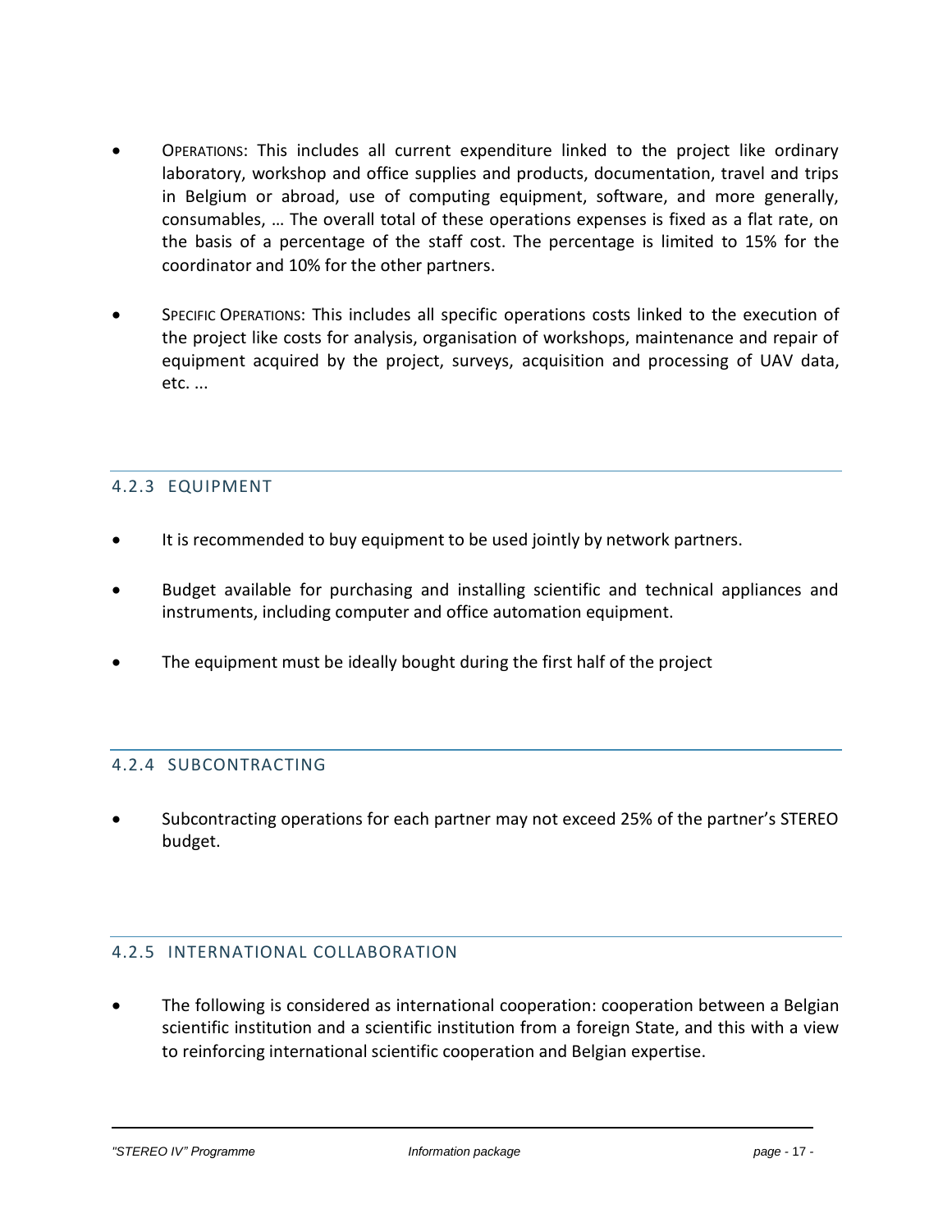- OPERATIONS: This includes all current expenditure linked to the project like ordinary laboratory, workshop and office supplies and products, documentation, travel and trips in Belgium or abroad, use of computing equipment, software, and more generally, consumables, … The overall total of these operations expenses is fixed as a flat rate, on the basis of a percentage of the staff cost. The percentage is limited to 15% for the coordinator and 10% for the other partners.

- SPECIFIC OPERATIONS: This includes all specific operations costs linked to the execution of the project like costs for analysis, organisation of workshops, maintenance and repair of equipment acquired by the project, surveys, acquisition and processing of UAV data, etc. ...

### 4.2.3 EQUIPMENT

- It is recommended to buy equipment to be used jointly by network partners.

- Budget available for purchasing and installing scientific and technical appliances and instruments, including computer and office automation equipment.

- The equipment must be ideally bought during the first half of the project

### 4.2.4 SUBCONTRACTING

- Subcontracting operations for each partner may not exceed 25% of the partner's STEREO budget.

### 4.2.5 INTERNATIONAL COLLABORATION

- The following is considered as international cooperation: cooperation between a Belgian scientific institution and a scientific institution from a foreign State, and this with a view to reinforcing international scientific cooperation and Belgian expertise.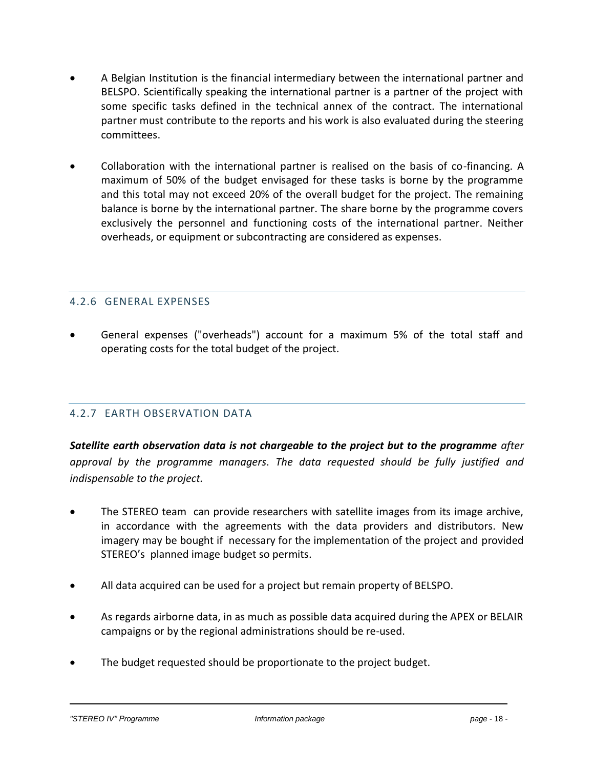- A Belgian Institution is the financial intermediary between the international partner and BELSPO. Scientifically speaking the international partner is a partner of the project with some specific tasks defined in the technical annex of the contract. The international partner must contribute to the reports and his work is also evaluated during the steering committees.

- Collaboration with the international partner is realised on the basis of co-financing. A maximum of 50% of the budget envisaged for these tasks is borne by the programme and this total may not exceed 20% of the overall budget for the project. The remaining balance is borne by the international partner. The share borne by the programme covers exclusively the personnel and functioning costs of the international partner. Neither overheads, or equipment or subcontracting are considered as expenses.

### 4.2.6 GENERAL EXPENSES

- General expenses ("overheads") account for a maximum 5% of the total staff and operating costs for the total budget of the project.

### 4.2.7 EARTH OBSERVATION DATA

***Satellite earth observation data is not chargeable to the project but to the programme*** *after approval by the programme managers. The data requested should be fully justified and indispensable to the project.*

- The STEREO team can provide researchers with satellite images from its image archive, in accordance with the agreements with the data providers and distributors. New imagery may be bought if necessary for the implementation of the project and provided STEREO's planned image budget so permits.

- All data acquired can be used for a project but remain property of BELSPO.

- As regards airborne data, in as much as possible data acquired during the APEX or BELAIR campaigns or by the regional administrations should be re-used.

- The budget requested should be proportionate to the project budget.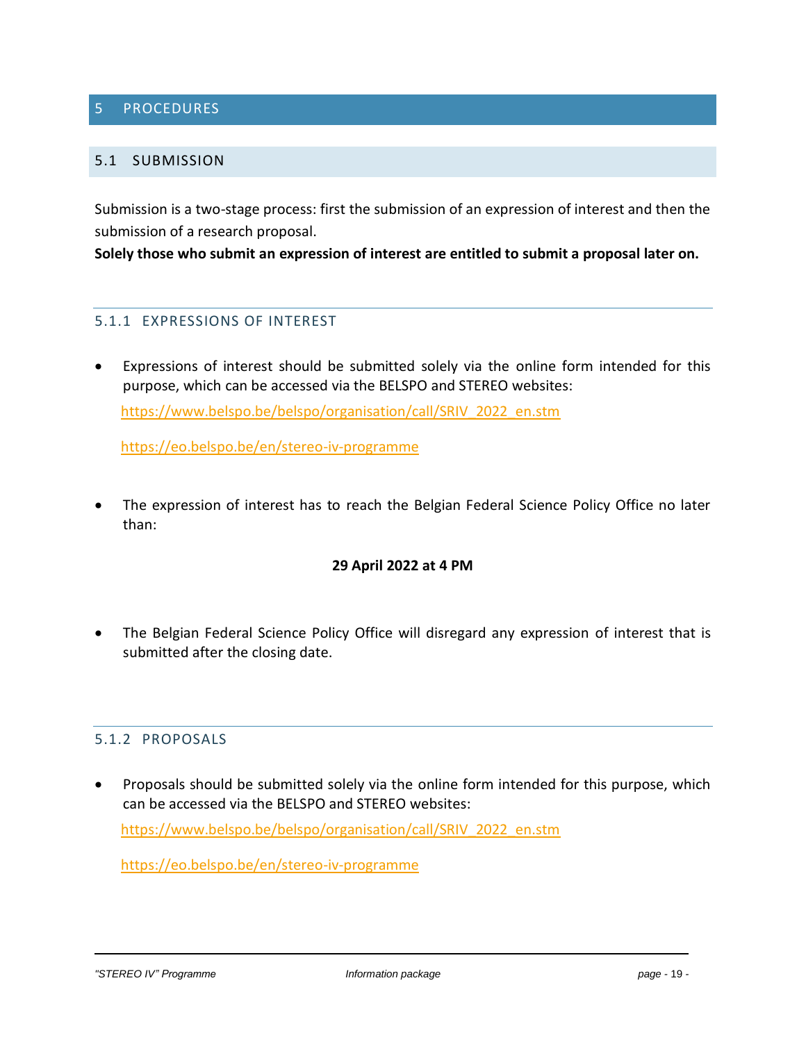# 5 PROCEDURES

## 5.1 SUBMISSION

Submission is a two-stage process: first the submission of an expression of interest and then the submission of a research proposal.

**Solely those who submit an expression of interest are entitled to submit a proposal later on.**

### 5.1.1 EXPRESSIONS OF INTEREST

- Expressions of interest should be submitted solely via the online form intended for this purpose, which can be accessed via the BELSPO and STEREO websites:

  https://www.belspo.be/belspo/organisation/call/SRIV_2022_en.stm

  https://eo.belspo.be/en/stereo-iv-programme

- The expression of interest has to reach the Belgian Federal Science Policy Office no later than:

  **29 April 2022 at 4 PM**

- The Belgian Federal Science Policy Office will disregard any expression of interest that is submitted after the closing date.

### 5.1.2 PROPOSALS

- Proposals should be submitted solely via the online form intended for this purpose, which can be accessed via the BELSPO and STEREO websites:

  https://www.belspo.be/belspo/organisation/call/SRIV_2022_en.stm

  https://eo.belspo.be/en/stereo-iv-programme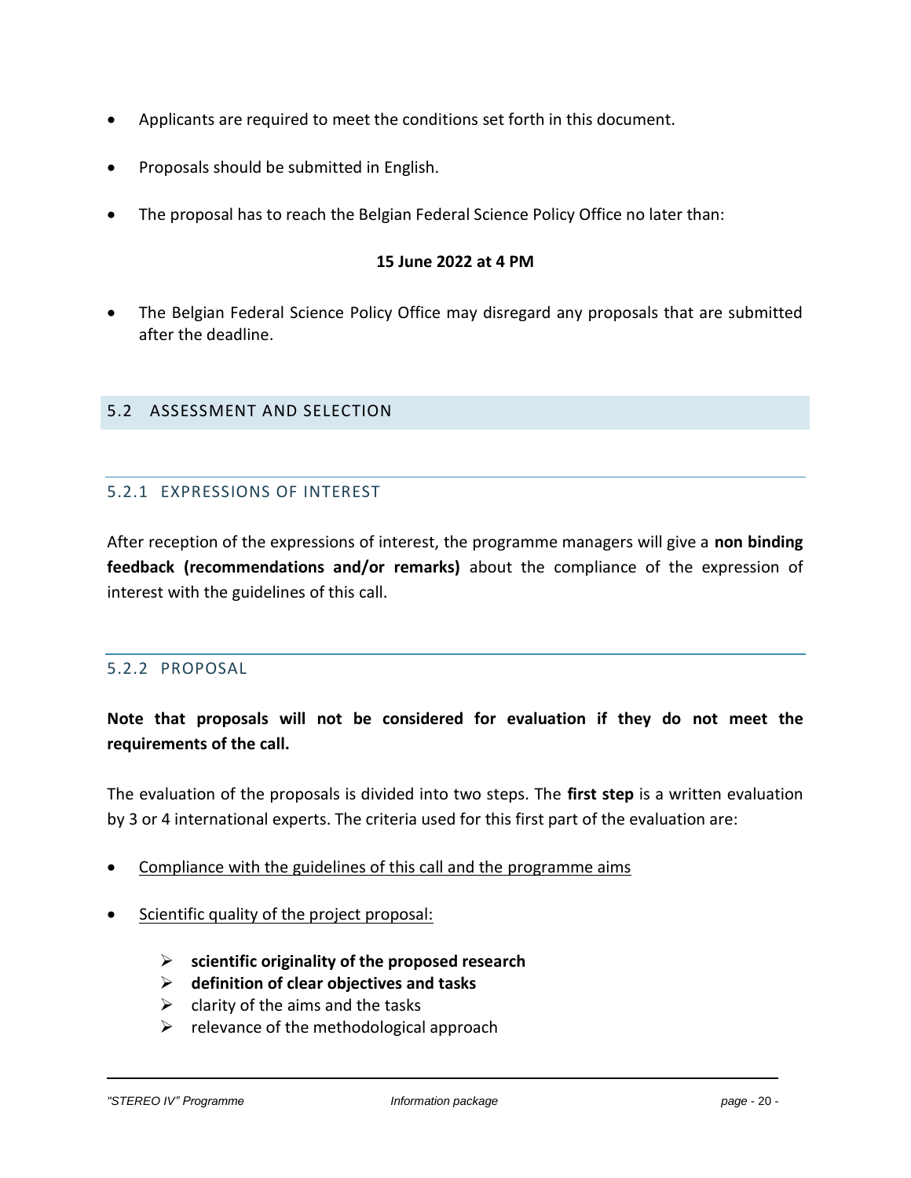- Applicants are required to meet the conditions set forth in this document.
- Proposals should be submitted in English.
- The proposal has to reach the Belgian Federal Science Policy Office no later than:

**15 June 2022 at 4 PM**

- The Belgian Federal Science Policy Office may disregard any proposals that are submitted after the deadline.

## 5.2 ASSESSMENT AND SELECTION

### 5.2.1 EXPRESSIONS OF INTEREST

After reception of the expressions of interest, the programme managers will give a **non binding feedback (recommendations and/or remarks)** about the compliance of the expression of interest with the guidelines of this call.

### 5.2.2 PROPOSAL

**Note that proposals will not be considered for evaluation if they do not meet the requirements of the call.**

The evaluation of the proposals is divided into two steps. The **first step** is a written evaluation by 3 or 4 international experts. The criteria used for this first part of the evaluation are:

- Compliance with the guidelines of this call and the programme aims
- Scientific quality of the project proposal:
  - **scientific originality of the proposed research**
  - **definition of clear objectives and tasks**
  - clarity of the aims and the tasks
  - relevance of the methodological approach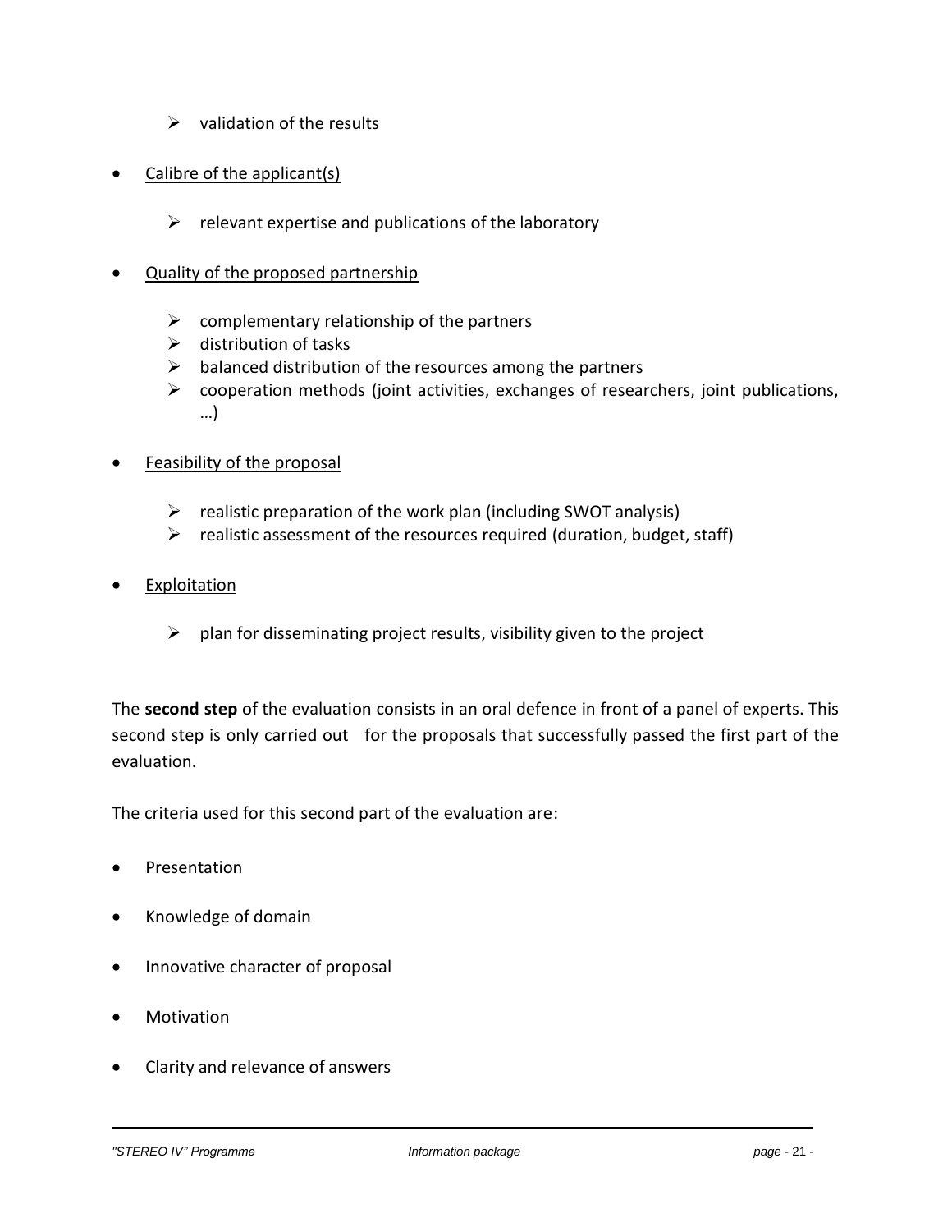- validation of the results

- <u>Calibre of the applicant(s)</u>
  - relevant expertise and publications of the laboratory

- <u>Quality of the proposed partnership</u>
  - complementary relationship of the partners
  - distribution of tasks
  - balanced distribution of the resources among the partners
  - cooperation methods (joint activities, exchanges of researchers, joint publications, …)

- <u>Feasibility of the proposal</u>
  - realistic preparation of the work plan (including SWOT analysis)
  - realistic assessment of the resources required (duration, budget, staff)

- <u>Exploitation</u>
  - plan for disseminating project results, visibility given to the project

The **second step** of the evaluation consists in an oral defence in front of a panel of experts. This second step is only carried out for the proposals that successfully passed the first part of the evaluation.

The criteria used for this second part of the evaluation are:

- Presentation
- Knowledge of domain
- Innovative character of proposal
- Motivation
- Clarity and relevance of answers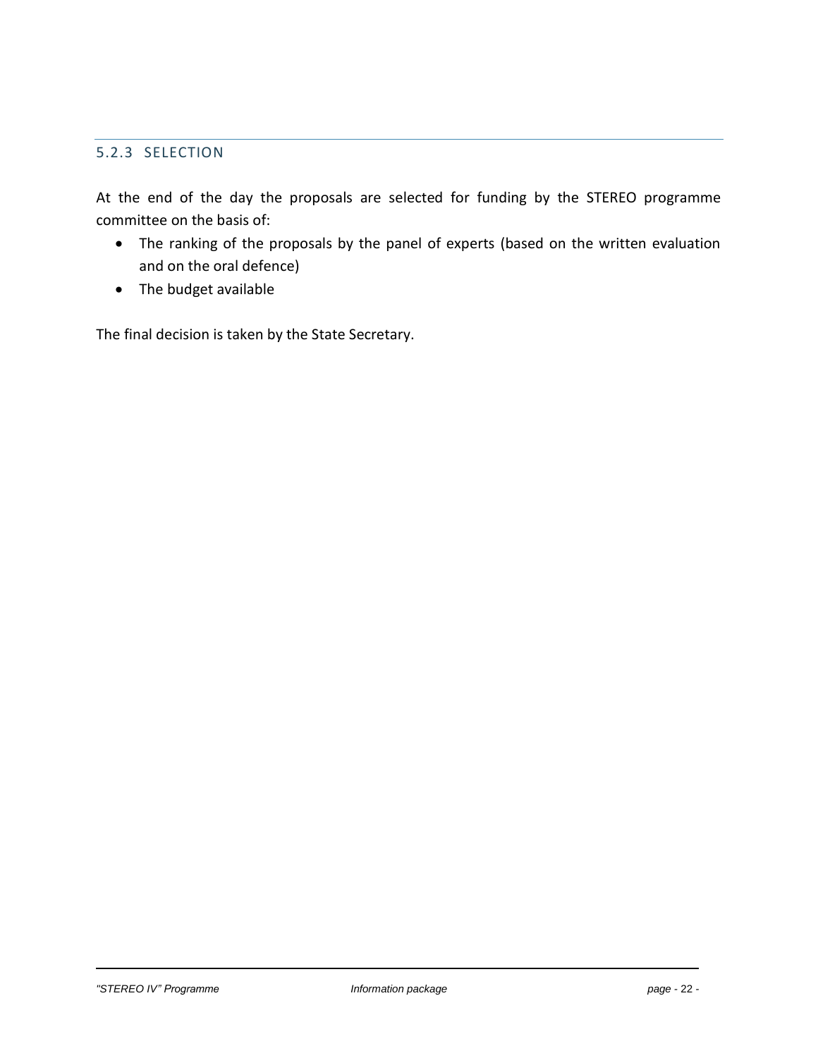### 5.2.3 SELECTION

At the end of the day the proposals are selected for funding by the STEREO programme committee on the basis of:

- The ranking of the proposals by the panel of experts (based on the written evaluation and on the oral defence)
- The budget available

The final decision is taken by the State Secretary.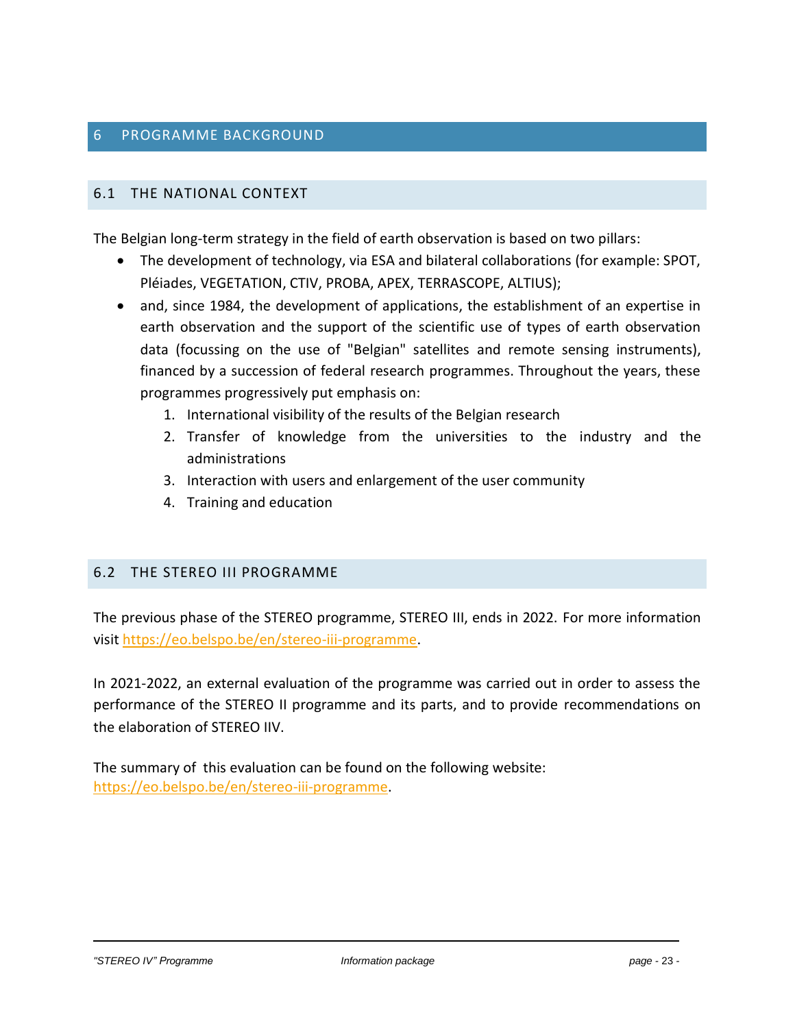# 6 PROGRAMME BACKGROUND

## 6.1 THE NATIONAL CONTEXT

The Belgian long-term strategy in the field of earth observation is based on two pillars:

- The development of technology, via ESA and bilateral collaborations (for example: SPOT, Pléiades, VEGETATION, CTIV, PROBA, APEX, TERRASCOPE, ALTIUS);
- and, since 1984, the development of applications, the establishment of an expertise in earth observation and the support of the scientific use of types of earth observation data (focussing on the use of "Belgian" satellites and remote sensing instruments), financed by a succession of federal research programmes. Throughout the years, these programmes progressively put emphasis on:
    1. International visibility of the results of the Belgian research
    2. Transfer of knowledge from the universities to the industry and the administrations
    3. Interaction with users and enlargement of the user community
    4. Training and education

## 6.2 THE STEREO III PROGRAMME

The previous phase of the STEREO programme, STEREO III, ends in 2022. For more information visit https://eo.belspo.be/en/stereo-iii-programme.

In 2021-2022, an external evaluation of the programme was carried out in order to assess the performance of the STEREO II programme and its parts, and to provide recommendations on the elaboration of STEREO IIV.

The summary of this evaluation can be found on the following website:
https://eo.belspo.be/en/stereo-iii-programme.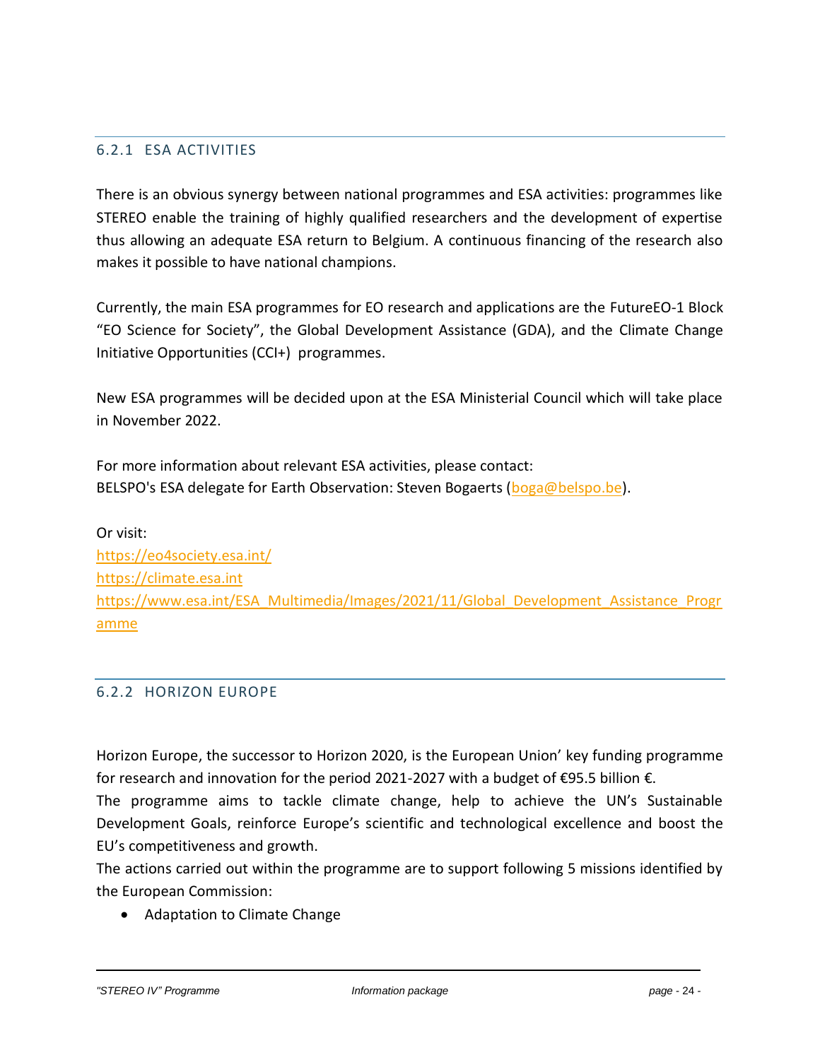### 6.2.1 ESA ACTIVITIES

There is an obvious synergy between national programmes and ESA activities: programmes like STEREO enable the training of highly qualified researchers and the development of expertise thus allowing an adequate ESA return to Belgium. A continuous financing of the research also makes it possible to have national champions.

Currently, the main ESA programmes for EO research and applications are the FutureEO-1 Block "EO Science for Society", the Global Development Assistance (GDA), and the Climate Change Initiative Opportunities (CCI+) programmes.

New ESA programmes will be decided upon at the ESA Ministerial Council which will take place in November 2022.

For more information about relevant ESA activities, please contact:
BELSPO's ESA delegate for Earth Observation: Steven Bogaerts (boga@belspo.be).

Or visit:
https://eo4society.esa.int/
https://climate.esa.int
https://www.esa.int/ESA_Multimedia/Images/2021/11/Global_Development_Assistance_Programme

### 6.2.2 HORIZON EUROPE

Horizon Europe, the successor to Horizon 2020, is the European Union' key funding programme for research and innovation for the period 2021-2027 with a budget of €95.5 billion €.
The programme aims to tackle climate change, help to achieve the UN's Sustainable Development Goals, reinforce Europe's scientific and technological excellence and boost the EU's competitiveness and growth.
The actions carried out within the programme are to support following 5 missions identified by the European Commission:

- Adaptation to Climate Change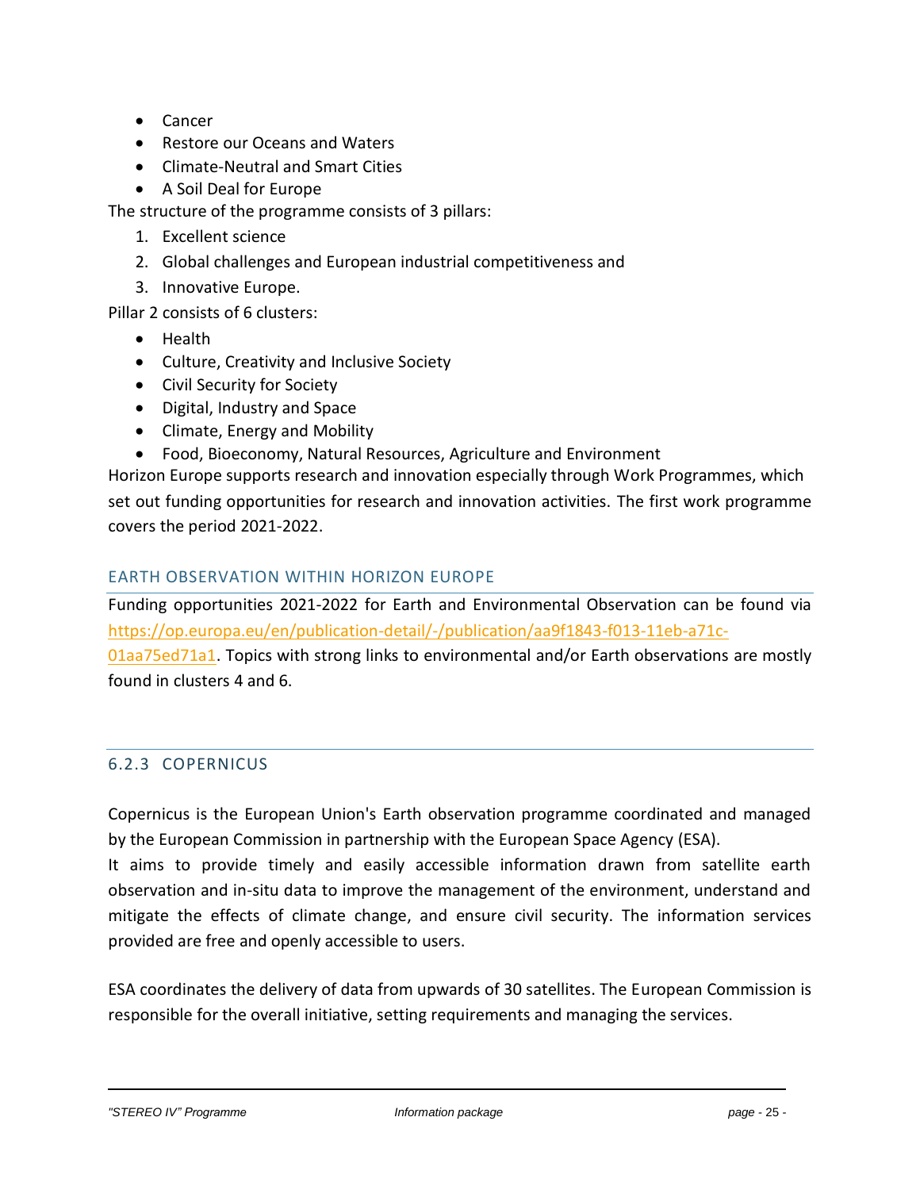- Cancer
- Restore our Oceans and Waters
- Climate-Neutral and Smart Cities
- A Soil Deal for Europe

The structure of the programme consists of 3 pillars:

1. Excellent science
2. Global challenges and European industrial competitiveness and
3. Innovative Europe.

Pillar 2 consists of 6 clusters:

- Health
- Culture, Creativity and Inclusive Society
- Civil Security for Society
- Digital, Industry and Space
- Climate, Energy and Mobility
- Food, Bioeconomy, Natural Resources, Agriculture and Environment

Horizon Europe supports research and innovation especially through Work Programmes, which set out funding opportunities for research and innovation activities. The first work programme covers the period 2021-2022.

#### EARTH OBSERVATION WITHIN HORIZON EUROPE

Funding opportunities 2021-2022 for Earth and Environmental Observation can be found via [https://op.europa.eu/en/publication-detail/-/publication/aa9f1843-f013-11eb-a71c-01aa75ed71a1](https://op.europa.eu/en/publication-detail/-/publication/aa9f1843-f013-11eb-a71c-01aa75ed71a1). Topics with strong links to environmental and/or Earth observations are mostly found in clusters 4 and 6.

### 6.2.3 COPERNICUS

Copernicus is the European Union's Earth observation programme coordinated and managed by the European Commission in partnership with the European Space Agency (ESA).

It aims to provide timely and easily accessible information drawn from satellite earth observation and in-situ data to improve the management of the environment, understand and mitigate the effects of climate change, and ensure civil security. The information services provided are free and openly accessible to users.

ESA coordinates the delivery of data from upwards of 30 satellites. The European Commission is responsible for the overall initiative, setting requirements and managing the services.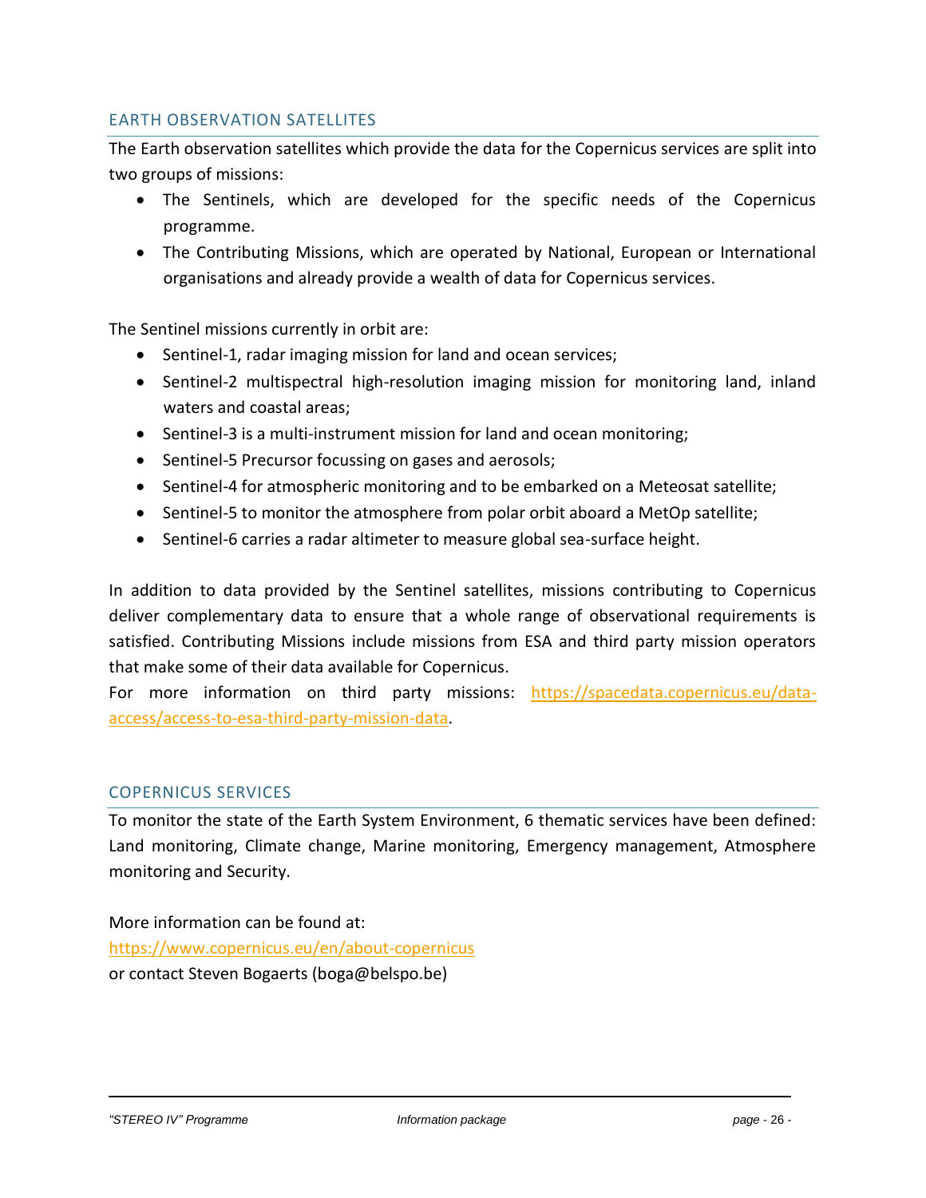## EARTH OBSERVATION SATELLITES

The Earth observation satellites which provide the data for the Copernicus services are split into two groups of missions:

- The Sentinels, which are developed for the specific needs of the Copernicus programme.
- The Contributing Missions, which are operated by National, European or International organisations and already provide a wealth of data for Copernicus services.

The Sentinel missions currently in orbit are:

- Sentinel-1, radar imaging mission for land and ocean services;
- Sentinel-2 multispectral high-resolution imaging mission for monitoring land, inland waters and coastal areas;
- Sentinel-3 is a multi-instrument mission for land and ocean monitoring;
- Sentinel-5 Precursor focussing on gases and aerosols;
- Sentinel-4 for atmospheric monitoring and to be embarked on a Meteosat satellite;
- Sentinel-5 to monitor the atmosphere from polar orbit aboard a MetOp satellite;
- Sentinel-6 carries a radar altimeter to measure global sea-surface height.

In addition to data provided by the Sentinel satellites, missions contributing to Copernicus deliver complementary data to ensure that a whole range of observational requirements is satisfied. Contributing Missions include missions from ESA and third party mission operators that make some of their data available for Copernicus.
For more information on third party missions: [https://spacedata.copernicus.eu/data-access/access-to-esa-third-party-mission-data](https://spacedata.copernicus.eu/data-access/access-to-esa-third-party-mission-data).

## COPERNICUS SERVICES

To monitor the state of the Earth System Environment, 6 thematic services have been defined: Land monitoring, Climate change, Marine monitoring, Emergency management, Atmosphere monitoring and Security.

More information can be found at:
[https://www.copernicus.eu/en/about-copernicus](https://www.copernicus.eu/en/about-copernicus)
or contact Steven Bogaerts (boga@belspo.be)